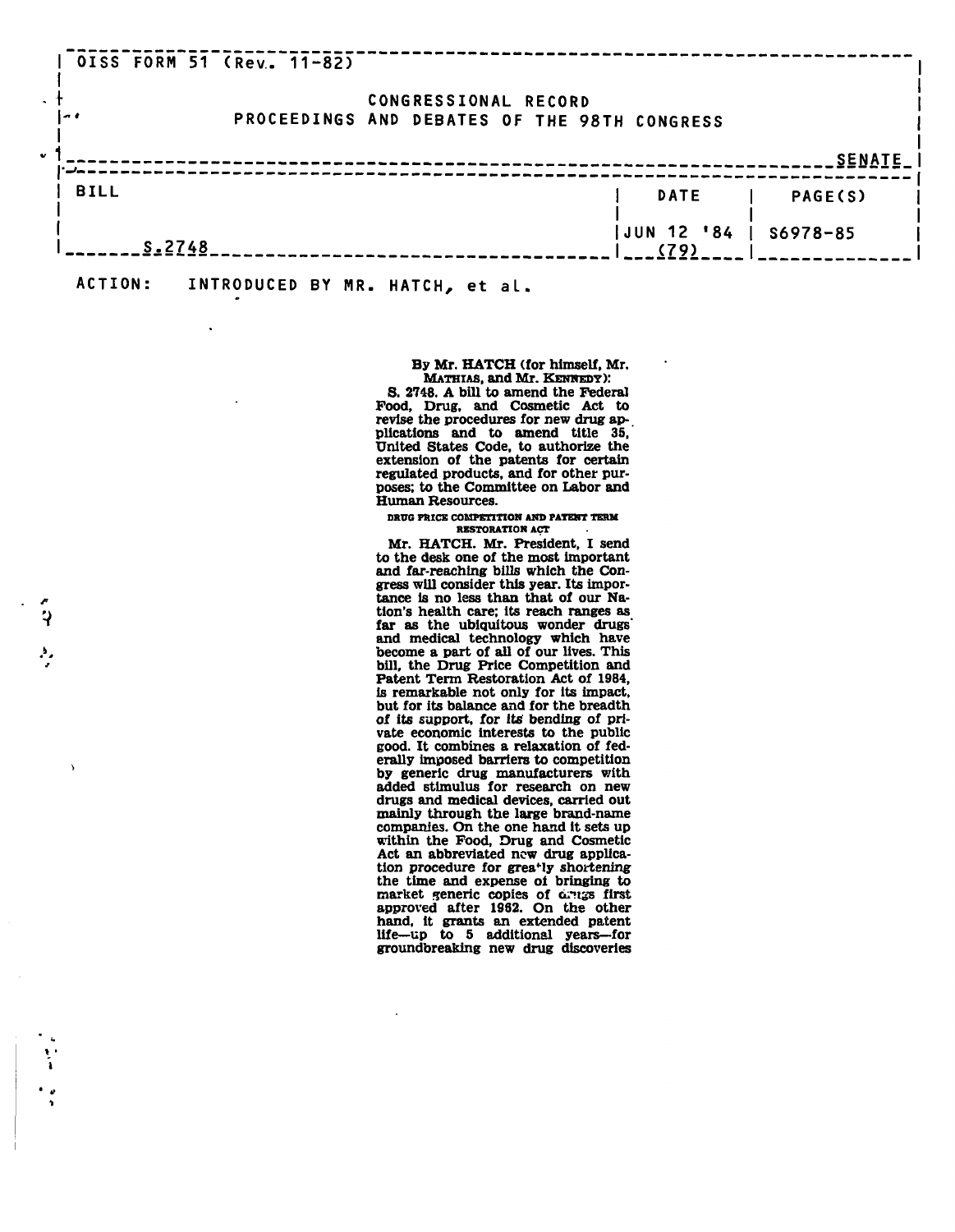OISS FORM 51 (Rev. 11-82)

CONGRESSIONAL RECORD
PROCEEDINGS AND DEBATES OF THE 98TH CONGRESS

SENATE

| BILL | DATE | PAGE(S) |
|---|---|---|
| S.2748 | JUN 12 '84 (79) | S6978-85 |

ACTION: INTRODUCED BY MR. HATCH, et al.

By Mr. HATCH (for himself, Mr. MATHIAS, and Mr. KENNEDY):

S. 2748. A bill to amend the Federal Food, Drug, and Cosmetic Act to revise the procedures for new drug applications and to amend title 35, United States Code, to authorize the extension of the patents for certain regulated products, and for other purposes; to the Committee on Labor and Human Resources.

DRUG PRICE COMPETITION AND PATENT TERM RESTORATION ACT

Mr. HATCH. Mr. President, I send to the desk one of the most important and far-reaching bills which the Congress will consider this year. Its importance is no less than that of our Nation's health care; its reach ranges as far as the ubiquitous wonder drugs and medical technology which have become a part of all of our lives. This bill, the Drug Price Competition and Patent Term Restoration Act of 1984, is remarkable not only for its impact, but for its balance and for the breadth of its support, for its bending of private economic interests to the public good. It combines a relaxation of federally imposed barriers to competition by generic drug manufacturers with added stimulus for research on new drugs and medical devices, carried out mainly through the large brand-name companies. On the one hand it sets up within the Food, Drug and Cosmetic Act an abbreviated new drug application procedure for greatly shortening the time and expense of bringing to market generic copies of drugs first approved after 1962. On the other hand, it grants an extended patent life—up to 5 additional years—for groundbreaking new drug discoveries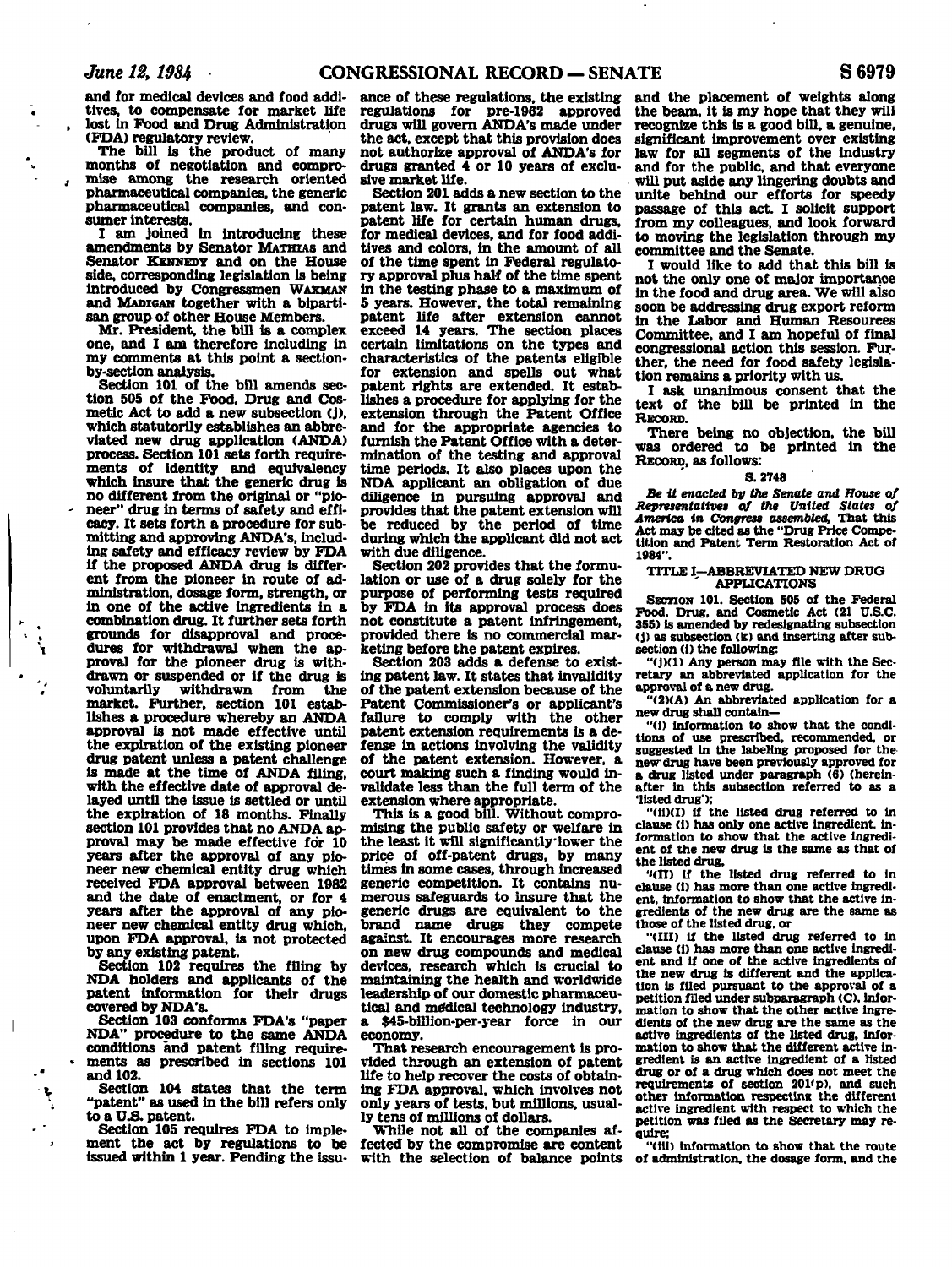and for medical devices and food additives, to compensate for market life lost in Food and Drug Administration (FDA) regulatory review.

The bill is the product of many months of negotiation and compromise among the research oriented pharmaceutical companies, the generic pharmaceutical companies, and consumer interests.

I am joined in introducing these amendments by Senator MATHIAS and Senator KENNEDY and on the House side, corresponding legislation is being introduced by Congressmen WAXMAN and MADIGAN together with a bipartisan group of other House Members.

Mr. President, the bill is a complex one, and I am therefore including in my comments at this point a section-by-section analysis.

Section 101 of the bill amends section 505 of the Food, Drug and Cosmetic Act to add a new subsection (j), which statutorily establishes an abbreviated new drug application (ANDA) process. Section 101 sets forth requirements of identity and equivalency which insure that the generic drug is no different from the original or "pioneer" drug in terms of safety and efficacy. It sets forth a procedure for submitting and approving ANDA's, including safety and efficacy review by FDA if the proposed ANDA drug is different from the pioneer in route of administration, dosage form, strength, or in one of the active ingredients in a combination drug. It further sets forth grounds for disapproval and procedures for withdrawal when the approval for the pioneer drug is withdrawn or suspended or if the drug is voluntarily withdrawn from the market. Further, section 101 establishes a procedure whereby an ANDA approval is not made effective until the expiration of the existing pioneer drug patent unless a patent challenge is made at the time of ANDA filing, with the effective date of approval delayed until the issue is settled or until the expiration of 18 months. Finally section 101 provides that no ANDA approval may be made effective for 10 years after the approval of any pioneer new chemical entity drug which received FDA approval between 1982 and the date of enactment, or for 4 years after the approval of any pioneer new chemical entity drug which, upon FDA approval, is not protected by any existing patent.

Section 102 requires the filing by NDA holders and applicants of the patent information for their drugs covered by NDA's.

Section 103 conforms FDA's "paper NDA" procedure to the same ANDA conditions and patent filing requirements as prescribed in sections 101 and 102.

Section 104 states that the term "patent" as used in the bill refers only to a U.S. patent.

Section 105 requires FDA to implement the act by regulations to be issued within 1 year. Pending the issuance of these regulations, the existing regulations for pre-1962 approved drugs will govern ANDA's made under the act, except that this provision does not authorize approval of ANDA's for drugs granted 4 or 10 years of exclusive market life.

Section 201 adds a new section to the patent law. It grants an extension to patent life for certain human drugs, for medical devices, and for food additives and colors, in the amount of all of the time spent in Federal regulatory approval plus half of the time spent in the testing phase to a maximum of 5 years. However, the total remaining patent life after extension cannot exceed 14 years. The section places certain limitations on the types and characteristics of the patents eligible for extension and spells out what patent rights are extended. It establishes a procedure for applying for the extension through the Patent Office and for the appropriate agencies to furnish the Patent Office with a determination of the testing and approval time periods. It also places upon the NDA applicant an obligation of due diligence in pursuing approval and provides that the patent extension will be reduced by the period of time during which the applicant did not act with due diligence.

Section 202 provides that the formulation or use of a drug solely for the purpose of performing tests required by FDA in its approval process does not constitute a patent infringement, provided there is no commercial marketing before the patent expires.

Section 203 adds a defense to existing patent law. It states that invalidity of the patent extension because of the Patent Commissioner's or applicant's failure to comply with the other patent extension requirements is a defense in actions involving the validity of the patent extension. However, a court making such a finding would invalidate less than the full term of the extension where appropriate.

This is a good bill. Without compromising the public safety or welfare in the least it will significantly lower the price of off-patent drugs, by many times in some cases, through increased generic competition. It contains numerous safeguards to insure that the generic drugs are equivalent to the brand name drugs they compete against. It encourages more research on new drug compounds and medical devices, research which is crucial to maintaining the health and worldwide leadership of our domestic pharmaceutical and medical technology industry, a $45-billion-per-year force in our economy.

That research encouragement is provided through an extension of patent life to help recover the costs of obtaining FDA approval, which involves not only years of tests, but millions, usually tens of millions of dollars.

While not all of the companies affected by the compromise are content with the selection of balance points and the placement of weights along the beam, it is my hope that they will recognize this is a good bill, a genuine, significant improvement over existing law for all segments of the industry and for the public, and that everyone will put aside any lingering doubts and unite behind our efforts for speedy passage of this act. I solicit support from my colleagues, and look forward to moving the legislation through my committee and the Senate.

I would like to add that this bill is not the only one of major importance in the food and drug area. We will also soon be addressing drug export reform in the Labor and Human Resources Committee, and I am hopeful of final congressional action this session. Further, the need for food safety legislation remains a priority with us.

I ask unanimous consent that the text of the bill be printed in the RECORD.

There being no objection, the bill was ordered to be printed in the RECORD, as follows:

**S. 2748**

*Be it enacted by the Senate and House of Representatives of the United States of America in Congress assembled,* That this Act may be cited as the "Drug Price Competition and Patent Term Restoration Act of 1984".

## TITLE I—ABBREVIATED NEW DRUG APPLICATIONS

SECTION 101. Section 505 of the Federal Food, Drug, and Cosmetic Act (21 U.S.C. 355) is amended by redesignating subsection (j) as subsection (k) and inserting after subsection (i) the following:

"(j)(1) Any person may file with the Secretary an abbreviated application for the approval of a new drug.

"(2)(A) An abbreviated application for a new drug shall contain—

"(i) information to show that the conditions of use prescribed, recommended, or suggested in the labeling proposed for the new drug have been previously approved for a drug listed under paragraph (6) (hereinafter in this subsection referred to as a 'listed drug');

"(ii)(I) if the listed drug referred to in clause (i) has only one active ingredient, information to show that the active ingredient of the new drug is the same as that of the listed drug,

"(II) if the listed drug referred to in clause (i) has more than one active ingredient, information to show that the active ingredients of the new drug are the same as those of the listed drug, or

"(III) if the listed drug referred to in clause (i) has more than one active ingredient and if one of the active ingredients of the new drug is different and the application is filed pursuant to the approval of a petition filed under subparagraph (C), information to show that the other active ingredients of the new drug are the same as the active ingredients of the listed drug, information to show that the different active ingredient is an active ingredient of a listed drug or of a drug which does not meet the requirements of section 201(p), and such other information respecting the different active ingredient with respect to which the petition was filed as the Secretary may require;

"(iii) information to show that the route of administration, the dosage form, and the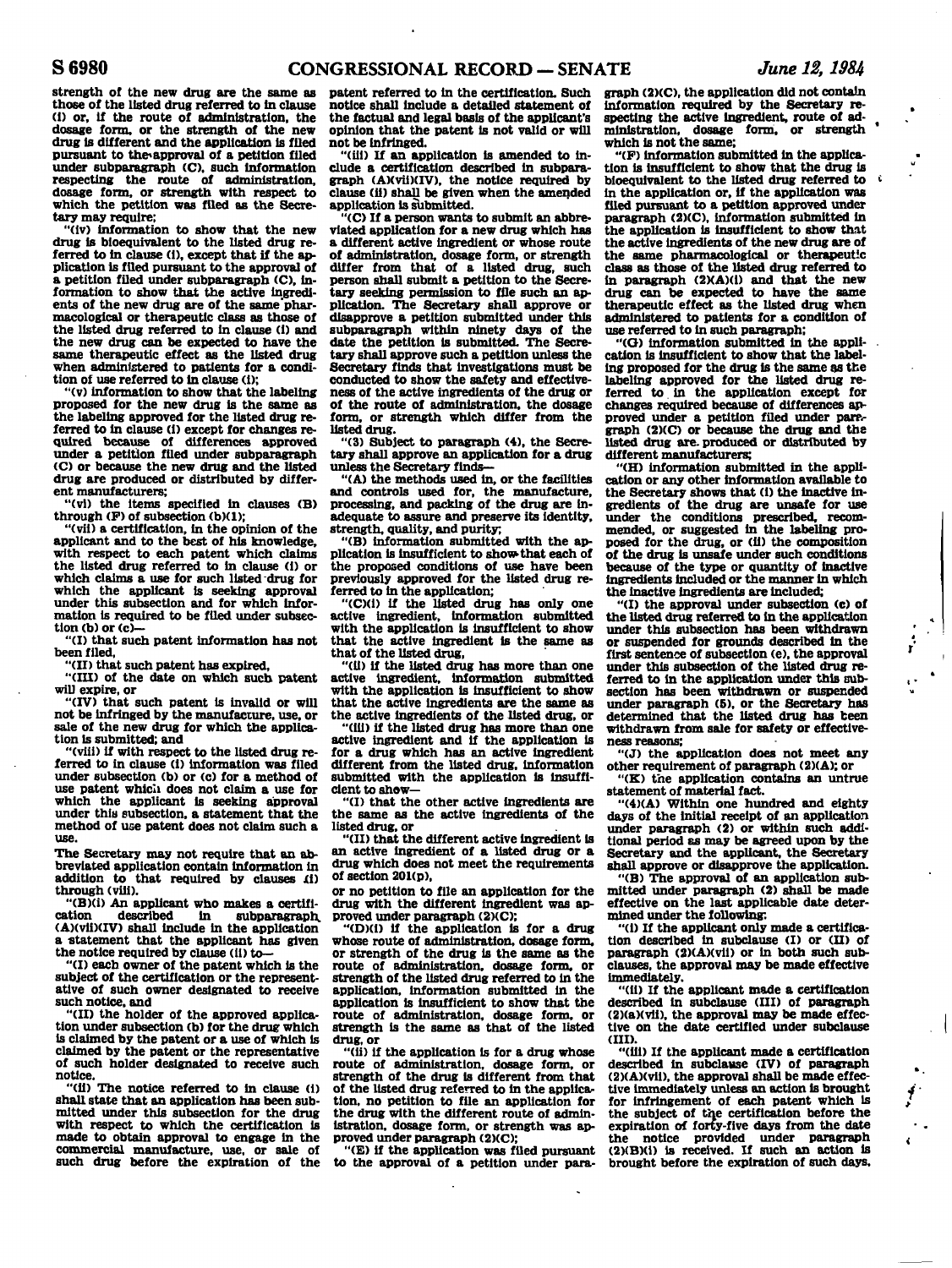strength of the new drug are the same as those of the listed drug referred to in clause (i) or, if the route of administration, the dosage form, or the strength of the new drug is different and the application is filed pursuant to the approval of a petition filed under subparagraph (C), such information respecting the route of administration, dosage form, or strength with respect to which the petition was filed as the Secretary may require;

"(iv) information to show that the new drug is bioequivalent to the listed drug referred to in clause (i), except that if the application is filed pursuant to the approval of a petition filed under subparagraph (C), information to show that the active ingredients of the new drug are of the same pharmacological or therapeutic class as those of the listed drug referred to in clause (i) and the new drug can be expected to have the same therapeutic effect as the listed drug when administered to patients for a condition of use referred to in clause (i);

"(v) information to show that the labeling proposed for the new drug is the same as the labeling approved for the listed drug referred to in clause (i) except for changes required because of differences approved under a petition filed under subparagraph (C) or because the new drug and the listed drug are produced or distributed by different manufacturers;

"(vi) the items specified in clauses (B) through (F) of subsection (b)(1);

"(vii) a certification, in the opinion of the applicant and to the best of his knowledge, with respect to each patent which claims the listed drug referred to in clause (i) or which claims a use for such listed drug for which the applicant is seeking approval under this subsection and for which information is required to be filed under subsection (b) or (c)—

"(I) that such patent information has not been filed,

"(II) that such patent has expired,

"(III) of the date on which such patent will expire, or

"(IV) that such patent is invalid or will not be infringed by the manufacture, use, or sale of the new drug for which the application is submitted; and

"(viii) if with respect to the listed drug referred to in clause (i) information was filed under subsection (b) or (c) for a method of use patent which does not claim a use for which the applicant is seeking approval under this subsection, a statement that the method of use patent does not claim such a use.

The Secretary may not require that an abbreviated application contain information in addition to that required by clauses (i) through (viii).

"(B)(i) An applicant who makes a certification described in subparagraph (A)(vii)(IV) shall include in the application a statement that the applicant has given the notice required by clause (ii) to—

"(I) each owner of the patent which is the subject of the certification or the representative of such owner designated to receive such notice, and

"(II) the holder of the approved application under subsection (b) for the drug which is claimed by the patent or a use of which is claimed by the patent or the representative of such holder designated to receive such notice.

"(ii) The notice referred to in clause (i) shall state that an application has been submitted under this subsection for the drug with respect to which the certification is made to obtain approval to engage in the commercial manufacture, use, or sale of such drug before the expiration of the patent referred to in the certification. Such notice shall include a detailed statement of the factual and legal basis of the applicant's opinion that the patent is not valid or will not be infringed.

"(iii) If an application is amended to include a certification described in subparagraph (A)(vii)(IV), the notice required by clause (ii) shall be given when the amended application is submitted.

"(C) If a person wants to submit an abbreviated application for a new drug which has a different active ingredient or whose route of administration, dosage form, or strength differ from that of a listed drug, such person shall submit a petition to the Secretary seeking permission to file such an application. The Secretary shall approve or disapprove a petition submitted under this subparagraph within ninety days of the date the petition is submitted. The Secretary shall approve such a petition unless the Secretary finds that investigations must be conducted to show the safety and effectiveness of the active ingredients of the drug or of the route of administration, the dosage form, or strength which differ from the listed drug.

"(3) Subject to paragraph (4), the Secretary shall approve an application for a drug unless the Secretary finds—

"(A) the methods used in, or the facilities and controls used for, the manufacture, processing, and packing of the drug are inadequate to assure and preserve its identity, strength, quality, and purity;

"(B) information submitted with the application is insufficient to show that each of the proposed conditions of use have been previously approved for the listed drug referred to in the application;

"(C)(i) if the listed drug has only one active ingredient, information submitted with the application is insufficient to show that the active ingredient is the same as that of the listed drug,

"(ii) if the listed drug has more than one active ingredient, information submitted with the application is insufficient to show that the active ingredients are the same as the active ingredients of the listed drug, or

"(iii) if the listed drug has more than one active ingredient and if the application is for a drug which has an active ingredient different from the listed drug, information submitted with the application is insufficient to show—

"(I) that the other active ingredients are the same as the active ingredients of the listed drug, or

"(II) that the different active ingredient is an active ingredient of a listed drug or a drug which does not meet the requirements of section 201(p),

or no petition to file an application for the drug with the different ingredient was approved under paragraph (2)(C);

"(D)(i) if the application is for a drug whose route of administration, dosage form, or strength of the drug is the same as the route of administration, dosage form, or strength of the listed drug referred to in the application, information submitted in the application is insufficient to show that the route of administration, dosage form, or strength is the same as that of the listed drug, or

"(ii) if the application is for a drug whose route of administration, dosage form, or strength of the drug is different from that of the listed drug referred to in the application, no petition to file an application for the drug with the different route of administration, dosage form, or strength was approved under paragraph (2)(C);

"(E) if the application was filed pursuant to the approval of a petition under paragraph (2)(C), the application did not contain information required by the Secretary respecting the active ingredient, route of administration, dosage form, or strength which is not the same;

"(F) information submitted in the application is insufficient to show that the drug is bioequivalent to the listed drug referred to in the application or, if the application was filed pursuant to a petition approved under paragraph (2)(C), information submitted in the application is insufficient to show that the active ingredients of the new drug are of the same pharmacological or therapeutic class as those of the listed drug referred to in paragraph (2)(A)(i) and that the new drug can be expected to have the same therapeutic effect as the listed drug when administered to patients for a condition of use referred to in such paragraph;

"(G) information submitted in the application is insufficient to show that the labeling proposed for the drug is the same as the labeling approved for the listed drug referred to in the application except for changes required because of differences approved under a petition filed under paragraph (2)(C) or because the drug and the listed drug are produced or distributed by different manufacturers;

"(H) information submitted in the application or any other information available to the Secretary shows that (i) the inactive ingredients of the drug are unsafe for use under the conditions prescribed, recommended, or suggested in the labeling proposed for the drug, or (ii) the composition of the drug is unsafe under such conditions because of the type or quantity of inactive ingredients included or the manner in which the inactive ingredients are included;

"(I) the approval under subsection (c) of the listed drug referred to in the application under this subsection has been withdrawn or suspended for grounds described in the first sentence of subsection (e), the approval under this subsection of the listed drug referred to in the application under this subsection has been withdrawn or suspended under paragraph (5), or the Secretary has determined that the listed drug has been withdrawn from sale for safety or effectiveness reasons;

"(J) the application does not meet any other requirement of paragraph (2)(A); or

"(K) the application contains an untrue statement of material fact.

"(4)(A) Within one hundred and eighty days of the initial receipt of an application under paragraph (2) or within such additional period as may be agreed upon by the Secretary and the applicant, the Secretary shall approve or disapprove the application.

"(B) The approval of an application submitted under paragraph (2) shall be made effective on the last applicable date determined under the following:

"(i) If the applicant only made a certification described in subclause (I) or (II) of paragraph (2)(A)(vii) or in both such subclauses, the approval may be made effective immediately.

"(ii) If the applicant made a certification described in subclause (III) of paragraph (2)(a)(vii), the approval may be made effective on the date certified under subclause (III).

"(iii) If the applicant made a certification described in subclause (IV) of paragraph (2)(A)(vii), the approval shall be made effective immediately unless an action is brought for infringement of each patent which is the subject of the certification before the expiration of forty-five days from the date the notice provided under paragraph (2)(B)(i) is received. If such an action is brought before the expiration of such days,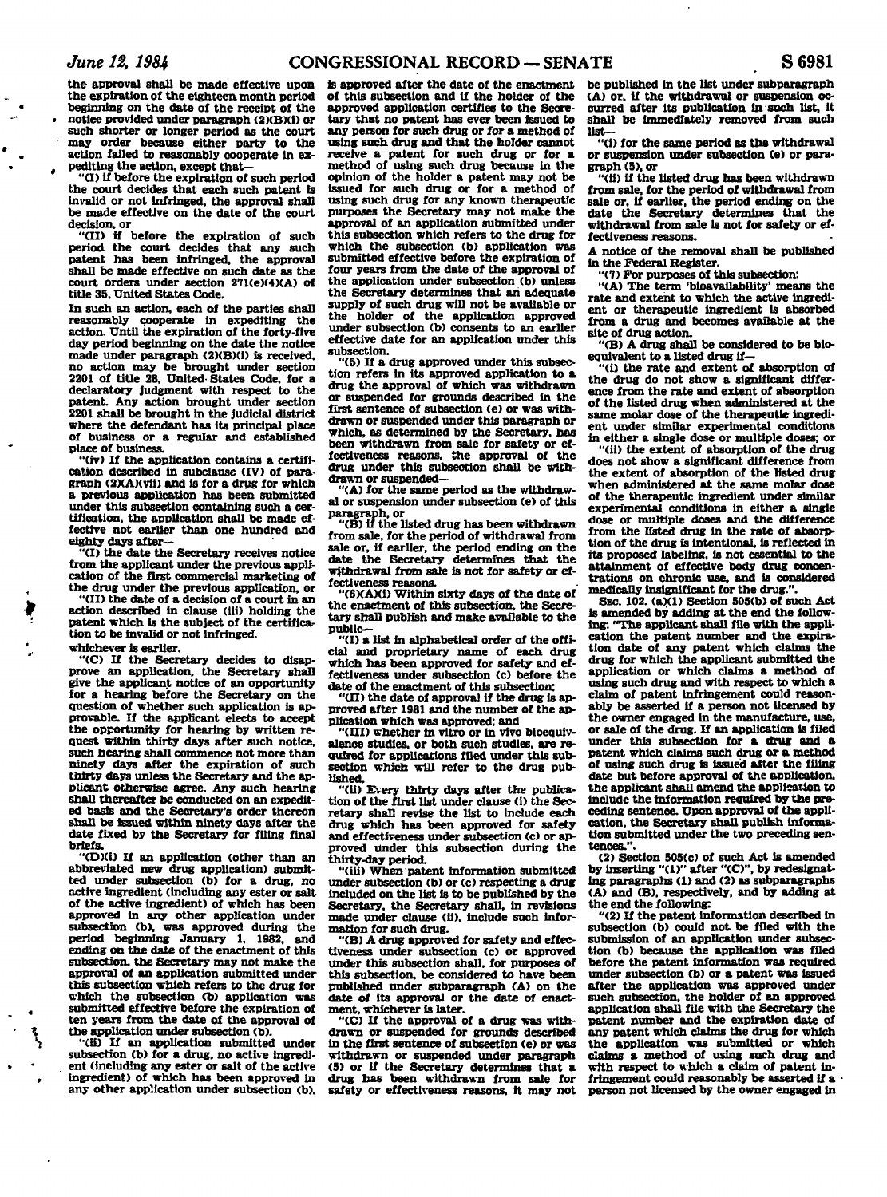the approval shall be made effective upon the expiration of the eighteen month period beginning on the date of the receipt of the notice provided under paragraph (2)(B)(i) or such shorter or longer period as the court may order because either party to the action failed to reasonably cooperate in expediting the action, except that—

"(I) if before the expiration of such period the court decides that each such patent is invalid or not infringed, the approval shall be made effective on the date of the court decision, or

"(II) if before the expiration of such period the court decides that any such patent has been infringed, the approval shall be made effective on such date as the court orders under section 271(e)(4)(A) of title 35, United States Code.

In such an action, each of the parties shall reasonably cooperate in expediting the action. Until the expiration of the forty-five day period beginning on the date the notice made under paragraph (2)(B)(i) is received, no action may be brought under section 2201 of title 28, United States Code, for a declaratory judgment with respect to the patent. Any action brought under section 2201 shall be brought in the judicial district where the defendant has its principal place of business or a regular and established place of business.

"(iv) If the application contains a certification described in subclause (IV) of paragraph (2)(A)(vii) and is for a drug for which a previous application has been submitted under this subsection containing such a certification, the application shall be made effective not earlier than one hundred and eighty days after—

"(I) the date the Secretary receives notice from the applicant under the previous application of the first commercial marketing of the drug under the previous application, or

"(II) the date of a decision of a court in an action described in clause (iii) holding the patent which is the subject of the certification to be invalid or not infringed,

whichever is earlier.

"(C) If the Secretary decides to disapprove an application, the Secretary shall give the applicant notice of an opportunity for a hearing before the Secretary on the question of whether such application is approvable. If the applicant elects to accept the opportunity for hearing by written request within thirty days after such notice, such hearing shall commence not more than ninety days after the expiration of such thirty days unless the Secretary and the applicant otherwise agree. Any such hearing shall thereafter be conducted on an expedited basis and the Secretary's order thereon shall be issued within ninety days after the date fixed by the Secretary for filing final briefs.

"(D)(i) If an application (other than an abbreviated new drug application) submitted under subsection (b) for a drug, no active ingredient (including any ester or salt of the active ingredient) of which has been approved in any other application under subsection (b), was approved during the period beginning January 1, 1982, and ending on the date of the enactment of this subsection, the Secretary may not make the approval of an application submitted under this subsection which refers to the drug for which the subsection (b) application was submitted effective before the expiration of ten years from the date of the approval of the application under subsection (b).

"(ii) If an application submitted under subsection (b) for a drug, no active ingredient (including any ester or salt of the active ingredient) of which has been approved in any other application under subsection (b), is approved after the date of the enactment of this subsection and if the holder of the approved application certifies to the Secretary that no patent has ever been issued to any person for such drug or for a method of using such drug and that the holder cannot receive a patent for such drug or for a method of using such drug because in the opinion of the holder a patent may not be issued for such drug or for a method of using such drug for any known therapeutic purposes the Secretary may not make the approval of an application submitted under this subsection which refers to the drug for which the subsection (b) application was submitted effective before the expiration of four years from the date of the approval of the application under subsection (b) unless the Secretary determines that an adequate supply of such drug will not be available or the holder of the application approved under subsection (b) consents to an earlier effective date for an application under this subsection.

"(5) If a drug approved under this subsection refers in its approved application to a drug the approval of which was withdrawn or suspended for grounds described in the first sentence of subsection (e) or was withdrawn or suspended under this paragraph or which, as determined by the Secretary, has been withdrawn from sale for safety or effectiveness reasons, the approval of the drug under this subsection shall be withdrawn or suspended—

"(A) for the same period as the withdrawal or suspension under subsection (e) of this paragraph, or

"(B) if the listed drug has been withdrawn from sale, for the period of withdrawal from sale or, if earlier, the period ending on the date the Secretary determines that the withdrawal from sale is not for safety or effectiveness reasons.

"(6)(A)(i) Within sixty days of the date of the enactment of this subsection, the Secretary shall publish and make available to the public—

"(I) a list in alphabetical order of the official and proprietary name of each drug which has been approved for safety and effectiveness under subsection (c) before the date of the enactment of this subsection;

"(II) the date of approval if the drug is approved after 1981 and the number of the application which was approved; and

"(III) whether in vitro or in vivo bioequivalence studies, or both such studies, are required for applications filed under this subsection which will refer to the drug published.

"(ii) Every thirty days after the publication of the first list under clause (i) the Secretary shall revise the list to include each drug which has been approved for safety and effectiveness under subsection (c) or approved under this subsection during the thirty-day period.

"(iii) When patent information submitted under subsection (b) or (c) respecting a drug included on the list is to be published by the Secretary, the Secretary shall, in revisions made under clause (ii), include such information for such drug.

"(B) A drug approved for safety and effectiveness under subsection (c) or approved under this subsection shall, for purposes of this subsection, be considered to have been published under subparagraph (A) on the date of its approval or the date of enactment, whichever is later.

"(C) If the approval of a drug was withdrawn or suspended for grounds described in the first sentence of subsection (e) or was withdrawn or suspended under paragraph (5) or if the Secretary determines that a drug has been withdrawn from sale for safety or effectiveness reasons, it may not be published in the list under subparagraph (A) or, if the withdrawal or suspension occurred after its publication in such list, it shall be immediately removed from such list—

"(i) for the same period as the withdrawal or suspension under subsection (e) or paragraph (5), or

"(ii) if the listed drug has been withdrawn from sale, for the period of withdrawal from sale or, if earlier, the period ending on the date the Secretary determines that the withdrawal from sale is not for safety or effectiveness reasons.

A notice of the removal shall be published in the Federal Register.

"(7) For purposes of this subsection:

"(A) The term 'bioavailability' means the rate and extent to which the active ingredient or therapeutic ingredient is absorbed from a drug and becomes available at the site of drug action.

"(B) A drug shall be considered to be bioequivalent to a listed drug if—

"(i) the rate and extent of absorption of the drug do not show a significant difference from the rate and extent of absorption of the listed drug when administered at the same molar dose of the therapeutic ingredient under similar experimental conditions in either a single dose or multiple doses; or

"(ii) the extent of absorption of the drug does not show a significant difference from the extent of absorption of the listed drug when administered at the same molar dose of the therapeutic ingredient under similar experimental conditions in either a single dose or multiple doses and the difference from the listed drug in the rate of absorption of the drug is intentional, is reflected in its proposed labeling, is not essential to the attainment of effective body drug concentrations on chronic use, and is considered medically insignificant for the drug.".

SEC. 102. (a)(1) Section 505(b) of such Act is amended by adding at the end the following: "The applicant shall file with the application the patent number and the expiration date of any patent which claims the drug for which the applicant submitted the application or which claims a method of using such drug and with respect to which a claim of patent infringement could reasonably be asserted if a person not licensed by the owner engaged in the manufacture, use, or sale of the drug. If an application is filed under this subsection for a drug and a patent which claims such drug or a method of using such drug is issued after the filing date but before approval of the application, the applicant shall amend the application to include the information required by the preceding sentence. Upon approval of the application, the Secretary shall publish information submitted under the two preceding sentences.".

(2) Section 505(c) of such Act is amended by inserting "(1)" after "(C)", by redesignating paragraphs (1) and (2) as subparagraphs (A) and (B), respectively, and by adding at the end the following:

"(2) If the patent information described in subsection (b) could not be filed with the submission of an application under subsection (b) because the application was filed before the patent information was required under subsection (b) or a patent was issued after the application was approved under such subsection, the holder of an approved application shall file with the Secretary the patent number and the expiration date of any patent which claims the drug for which the application was submitted or which claims a method of using such drug and with respect to which a claim of patent infringement could reasonably be asserted if a person not licensed by the owner engaged in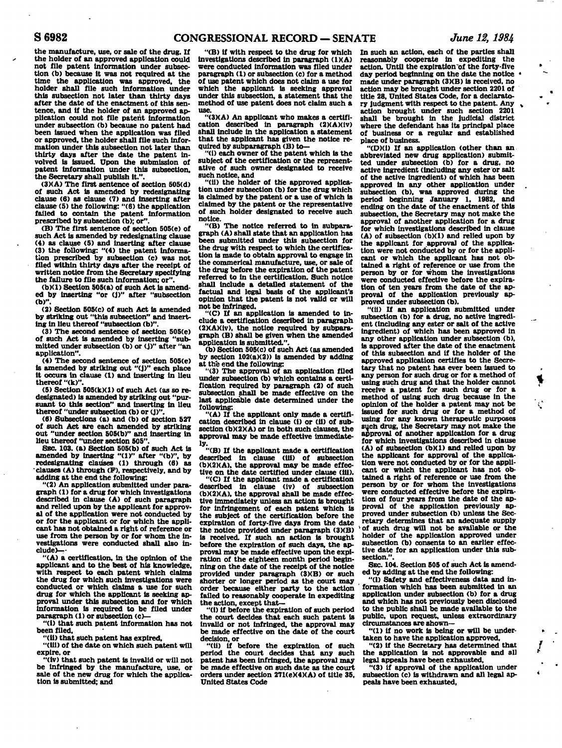the manufacture, use, or sale of the drug. If the holder of an approved application could not file patent information under subsection (b) because it was not required at the time the application was approved, the holder shall file such information under this subsection not later than thirty days after the date of the enactment of this sentence, and if the holder of an approved application could not file patent information under subsection (b) because no patent had been issued when the application was filed or approved, the holder shall file such information under this subsection not later than thirty days after the date the patent involved is issued. Upon the submission of patent information under this subsection, the Secretary shall publish it.".

(3)(A) The first sentence of section 505(d) of such Act is amended by redesignating clause (6) as clause (7) and inserting after clause (5) the following: "(6) the application failed to contain the patent information prescribed by subsection (b); or".

(B) The first sentence of section 505(e) of such Act is amended by redesignating clause (4) as clause (5) and inserting after clause (3) the following: "(4) the patent information prescribed by subsection (c) was not filed within thirty days after the receipt of written notice from the Secretary specifying the failure to file such information; or".

(b)(1) Section 505(a) of such Act is amended by inserting "or (j)" after "subsection (b)".

(2) Section 505(c) of such Act is amended by striking out "this subsection" and inserting in lieu thereof "subsection (b)".

(3) The second sentence of section 505(e) of such Act is amended by inserting "submitted under subsection (b) or (j)" after "an application".

(4) The second sentence of section 505(e) is amended by striking out "(j)" each place it occurs in clause (1) and inserting in lieu thereof "(k)".

(5) Section 505(k)(1) of such Act (as so redesignated) is amended by striking out "pursuant to this section" and inserting in lieu thereof "under subsection (b) or (j)".

(6) Subsections (a) and (b) of section 527 of such Act are each amended by striking out "under section 505(b)" and inserting in lieu thereof "under section 505".

SEC. 103. (a) Section 505(b) of such Act is amended by inserting "(1)" after "(b)", by redesignating clauses (1) through (6) as clauses (A) through (F), respectively, and by adding at the end the following:

"(2) An application submitted under paragraph (1) for a drug for which investigations described in clause (A) of such paragraph and relied upon by the applicant for approval of the application were not conducted by or for the applicant or for which the applicant has not obtained a right of reference or use from the person by or for whom the investigations were conducted shall also include—

"(A) a certification, in the opinion of the applicant and to the best of his knowledge, with respect to each patent which claims the drug for which such investigations were conducted or which claims a use for such drug for which the applicant is seeking approval under this subsection and for which information is required to be filed under paragraph (1) or subsection (c)—

"(i) that such patent information has not been filed,

"(ii) that such patent has expired,

"(iii) of the date on which such patent will expire, or

"(iv) that such patent is invalid or will not be infringed by the manufacture, use, or sale of the new drug for which the application is submitted; and

"(B) if with respect to the drug for which investigations described in paragraph (1)(A) were conducted information was filed under paragraph (1) or subsection (c) for a method of use patent which does not claim a use for which the applicant is seeking approval under this subsection, a statement that the method of use patent does not claim such a use.

"(3)(A) An applicant who makes a certification described in paragraph (2)(A)(iv) shall include in the application a statement that the applicant has given the notice required by subparagraph (B) to—

"(i) each owner of the patent which is the subject of the certification or the representative of such owner designated to receive such notice, and

"(ii) the holder of the approved application under subsection (b) for the drug which is claimed by the patent or a use of which is claimed by the patent or the representative of such holder designated to receive such notice.

"(B) The notice referred to in subparagraph (A) shall state that an application has been submitted under this subsection for the drug with respect to which the certification is made to obtain approval to engage in the commerical manufacture, use, or sale of the drug before the expiration of the patent referred to in the certification. Such notice shall include a detailed statement of the factual and legal basis of the applicant's opinion that the patent is not valid or will not be infringed.

"(C) If an application is amended to include a certification described in paragraph (2)(A)(iv), the notice required by subparagraph (B) shall be given when the amended application is submitted.".

(b) Section 505(c) of such Act (as amended by section 102(a)(2)) is amended by adding at the end the following:

"(3) The approval of an application filed under subsection (b) which contains a certification required by paragraph (2) of such subsection shall be made effective on the last applicable date determined under the following:

"(A) If the applicant only made a certification described in clause (i) or (ii) of subsection (b)(2)(A) or in both such clauses, the approval may be made effective immediately.

"(B) If the applicant made a certification described in clause (iii) of subsection (b)(2)(A), the approval may be made effective on the date certified under clause (iii).

"(C) If the applicant made a certification described in clause (iv) of subsection (b)(2)(A), the approval shall be made effective immediately unless an action is brought for infringement of each patent which is the subject of the certification before the expiration of forty-five days from the date the notice provided under paragraph (3)(B) is received. If such an action is brought before the expiration of such days, the approval may be made effective upon the expiration of the eighteen month period beginning on the date of the receipt of the notice provided under paragraph (3)(B) or such shorter or longer period as the court may order because either party to the action failed to reasonably cooperate in expediting the action, except that—

"(i) if before the expiration of such period the court decides that each such patent is invalid or not infringed, the approval may be made effective on the date of the court decision, or

"(ii) if before the expiration of such period the court decides that any such patent has been infringed, the approval may be made effective on such date as the court orders under section 271(e)(4)(A) of title 35, United States Code

In such an action, each of the parties shall reasonably cooperate in expediting the action. Until the expiration of the forty-five day period beginning on the date the notice made under paragraph (3)(B) is received, no action may be brought under section 2201 of title 28, United States Code, for a declaratory judgment with respect to the patent. Any action brought under such section 2201 shall be brought in the judicial district where the defendant has its principal place of business or a regular and established place of business.

"(D)(i) If an application (other than an abbreviated new drug application) submitted under subsection (b) for a drug, no active ingredient (including any ester or salt of the active ingredient) of which has been approved in any other application under subsection (b), was approved during the period beginning January 1, 1982, and ending on the date of the enactment of this subsection, the Secretary may not make the approval of another application for a drug for which investigations described in clause (A) of subsection (b)(1) and relied upon by the applicant for approval of the application were not conducted by or for the applicant or which the applicant has not obtained a right of reference or use from the person by or for whom the investigations were conducted effective before the expiration of ten years from the date of the approval of the application previously approved under subsection (b).

"(ii) If an application submitted under subsection (b) for a drug, no active ingredient (including any ester or salt of the active ingredient) of which has been approved in any other application under subsection (b), is approved after the date of the enactment of this subsection and if the holder of the approved application certifies to the Secretary that no patent has ever been issued to any person for such drug or for a method of using such drug and that the holder cannot receive a patent for such drug or for a method of using such drug because in the opinion of the holder a patent may not be issued for such drug or for a method of using for any known therapeutic purposes such drug, the Secretary may not make the approval of another application for a drug for which investigations described in clause (A) of subsection (b)(1) and relied upon by the applicant for approval of the application were not conducted by or for the applicant or which the applicant has not obtained a right of reference or use from the person by or for whom the investigations were conducted effective before the expiration of four years from the date of the approval of the application previously approved under subsection (b) unless the Secretary determines that an adequate supply of such drug will not be available or the holder of the application approved under subsection (b) consents to an earlier effective date for an application under this subsection.".

SEC. 104. Section 505 of such Act is amended by adding at the end the following:

"(l) Safety and effectiveness data and information which has been submitted in an application under subsection (b) for a drug and which has not previously been disclosed to the public shall be made available to the public, upon request, unless extraordinary circumstances are shown—

"(1) if no work is being or will be undertaken to have the application approved,

"(2) if the Secretary has determined that the application is not approvable and all legal appeals have been exhausted,

"(3) if approval of the application under subsection (c) is withdrawn and all legal appeals have been exhausted,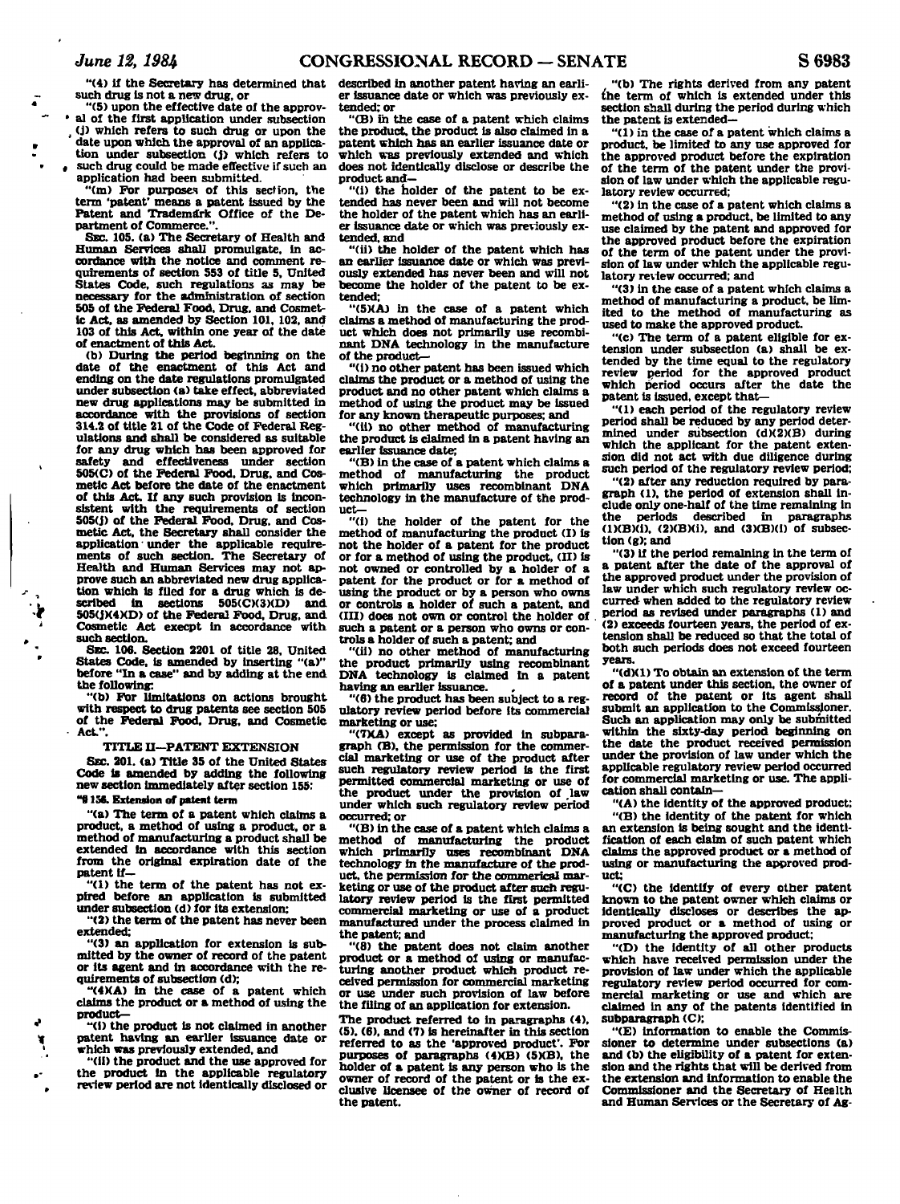"(4) if the Secretary has determined that such drug is not a new drug, or

"(5) upon the effective date of the approval of the first application under subsection (j) which refers to such drug or upon the date upon which the approval of an application under subsection (j) which refers to such drug could be made effective if such an application had been submitted.

"(m) For purposes of this section, the term 'patent' means a patent issued by the Patent and Trademark Office of the Department of Commerce.".

SEC. 105. (a) The Secretary of Health and Human Services shall promulgate, in accordance with the notice and comment requirements of section 553 of title 5, United States Code, such regulations as may be necessary for the administration of section 505 of the Federal Food, Drug, and Cosmetic Act, as amended by Section 101, 102, and 103 of this Act, within one year of the date of enactment of this Act.

(b) During the period beginning on the date of the enactment of this Act and ending on the date regulations promulgated under subsection (a) take effect, abbreviated new drug applications may be submitted in accordance with the provisions of section 314.2 of title 21 of the Code of Federal Regulations and shall be considered as suitable for any drug which has been approved for safety and effectiveness under section 505(C) of the Federal Food, Drug, and Cosmetic Act before the date of the enactment of this Act. If any such provision is inconsistent with the requirements of section 505(j) of the Federal Food, Drug, and Cosmetic Act, the Secretary shall consider the application under the applicable requirements of such section. The Secretary of Health and Human Services may not approve such an abbreviated new drug application which is filed for a drug which is described in sections 505(C)(3)(D) and 505(j)(4)(D) of the Federal Food, Drug, and Cosmetic Act execpt in accordance with such section.

SEC. 106. Section 2201 of title 28, United States Code, is amended by inserting "(a)" before "In a case" and by adding at the end the following:

"(b) For limitations on actions brought with respect to drug patents see section 505 of the Federal Food, Drug, and Cosmetic Act.".

## TITLE II—PATENT EXTENSION

SEC. 201. (a) Title 35 of the United States Code is amended by adding the following new section immediately after section 155:

**"§ 156. Extension of patent term**

"(a) The term of a patent which claims a product, a method of using a product, or a method of manufacturing a product shall be extended in accordance with this section from the original expiration date of the patent if—

"(1) the term of the patent has not expired before an application is submitted under subsection (d) for its extension;

"(2) the term of the patent has never been extended;

"(3) an application for extension is submitted by the owner of record of the patent or its agent and in accordance with the requirements of subsection (d);

"(4)(A) in the case of a patent which claims the product or a method of using the product—

"(i) the product is not claimed in another patent having an earlier issuance date or which was previously extended, and

"(ii) the product and the use approved for the product in the applicable regulatory review period are not identically disclosed or described in another patent having an earlier issuance date or which was previously extended; or

"(B) in the case of a patent which claims the product, the product is also claimed in a patent which has an earlier issuance date or which was previously extended and which does not identically disclose or describe the product and—

"(i) the holder of the patent to be extended has never been and will not become the holder of the patent which has an earlier issuance date or which was previously extended, and

"(ii) the holder of the patent which has an earlier issuance date or which was previously extended has never been and will not become the holder of the patent to be extended;

"(5)(A) in the case of a patent which claims a method of manufacturing the product which does not primarily use recombinant DNA technology in the manufacture of the product—

"(i) no other patent has been issued which claims the product or a method of using the product and no other patent which claims a method of using the product may be issued for any known therapeutic purposes; and

"(ii) no other method of manufacturing the product is claimed in a patent having an earlier issuance date;

"(B) in the case of a patent which claims a method of manufacturing the product which primarily uses recombinant DNA technology in the manufacture of the product—

"(i) the holder of the patent for the method of manufacturing the product (I) is not the holder of a patent for the product or for a method of using the product, (II) is not owned or controlled by a holder of a patent for the product or for a method of using the product or by a person who owns or controls a holder of such a patent, and (III) does not own or control the holder of such a patent or a person who owns or controls a holder of such a patent; and

"(ii) no other method of manufacturing the product primarily using recombinant DNA technology is claimed in a patent having an earlier issuance.

"(6) the product has been subject to a regulatory review period before its commercial marketing or use;

"(7)(A) except as provided in subparagraph (B), the permission for the commercial marketing or use of the product after such regulatory review period is the first permitted commercial marketing or use of the product under the provision of law under which such regulatory review period occurred; or

"(B) in the case of a patent which claims a method of manufacturing the product which primarily uses recombinant DNA technology in the manufacture of the product, the permission for the commerical marketing or use of the product after such regulatory review period is the first permitted commercial marketing or use of a product manufactured under the process claimed in the patent; and

"(8) the patent does not claim another product or a method of using or manufacturing another product which product received permission for commercial marketing or use under such provision of law before the filing of an application for extension.

The product referred to in paragraphs (4), (5), (6), and (7) is hereinafter in this section referred to as the 'approved product'. For purposes of paragraphs (4)(B) (5)(B), the holder of a patent is any person who is the owner of record of the patent or is the exclusive licensee of the owner of record of the patent.

"(b) The rights derived from any patent the term of which is extended under this section shall during the period during which the patent is extended—

"(1) in the case of a patent which claims a product, be limited to any use approved for the approved product before the expiration of the term of the patent under the provision of law under which the applicable regulatory review occurred;

"(2) in the case of a patent which claims a method of using a product, be limited to any use claimed by the patent and approved for the approved product before the expiration of the term of the patent under the provision of law under which the applicable regulatory review occurred; and

"(3) in the case of a patent which claims a method of manufacturing a product, be limited to the method of manufacturing as used to make the approved product.

"(c) The term of a patent eligible for extension under subsection (a) shall be extended by the time equal to the regulatory review period for the approved product which period occurs after the date the patent is issued, except that—

"(1) each period of the regulatory review period shall be reduced by any period determined under subsection (d)(2)(B) during which the applicant for the patent extension did not act with due diligence during such period of the regulatory review period;

"(2) after any reduction required by paragraph (1), the period of extension shall include only one-half of the time remaining in the periods described in paragraphs (1)(B)(i), (2)(B)(i), and (3)(B)(i) of subsection (g); and

"(3) if the period remaining in the term of a patent after the date of the approval of the approved product under the provision of law under which such regulatory review occurred when added to the regulatory review period as revised under paragraphs (1) and (2) exceeds fourteen years, the period of extension shall be reduced so that the total of both such periods does not exceed fourteen years.

"(d)(1) To obtain an extension of the term of a patent under this section, the owner of record of the patent or its agent shall submit an application to the Commissioner. Such an application may only be submitted within the sixty-day period beginning on the date the product received permission under the provision of law under which the applicable regulatory review period occurred for commercial marketing or use. The application shall contain—

"(A) the identity of the approved product;

"(B) the identity of the patent for which an extension is being sought and the identification of each claim of such patent which claims the approved product or a method of using or manufacturing the approved product;

"(C) the identify of every other patent known to the patent owner which claims or identically discloses or describes the approved product or a method of using or manufacturing the approved product;

"(D) the identity of all other products which have received permission under the provision of law under which the applicable regulatory review period occurred for commercial marketing or use and which are claimed in any of the patents identified in subparagraph (C);

"(E) information to enable the Commissioner to determine under subsections (a) and (b) the eligibility of a patent for extension and the rights that will be derived from the extension and information to enable the Commissioner and the Secretary of Health and Human Services or the Secretary of Ag-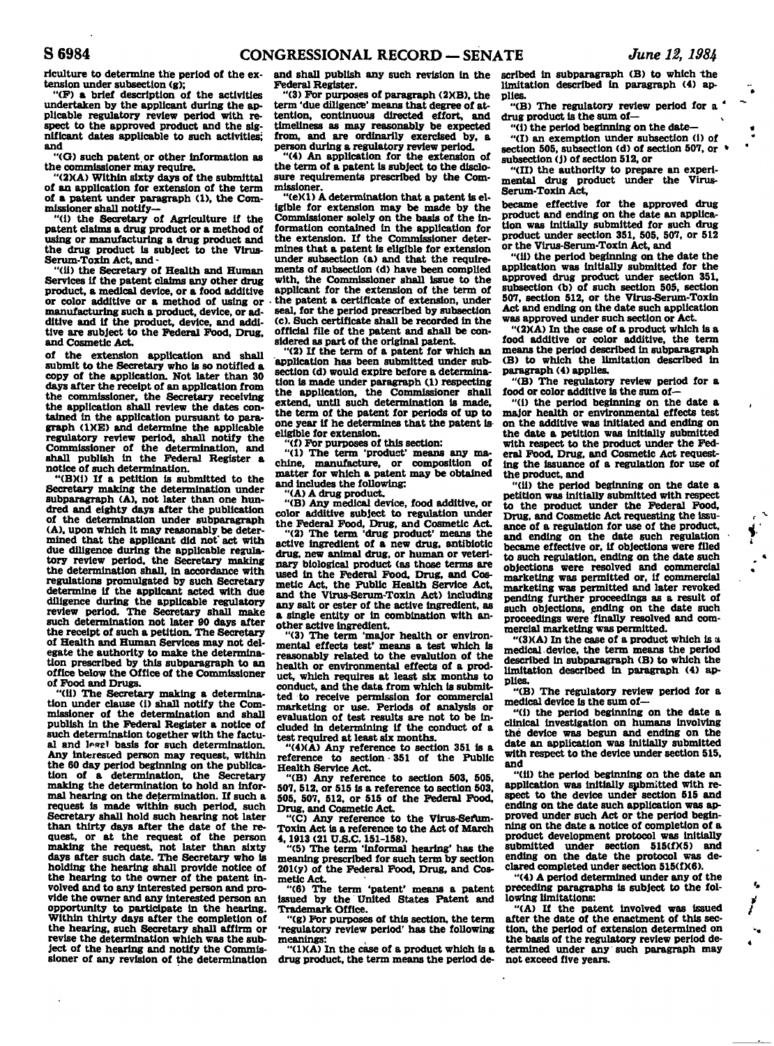riculture to determine the period of the extension under subsection (g);

"(F) a brief description of the activities undertaken by the applicant during the applicable regulatory review period with respect to the approved product and the significant dates applicable to such activities; and

"(G) such patent or other information as the commissioner may require.

"(2)(A) Within sixty days of the submittal of an application for extension of the term of a patent under paragraph (1), the Commissioner shall notify—

"(i) the Secretary of Agriculture if the patent claims a drug product or a method of using or manufacturing a drug product and the drug product is subject to the Virus-Serum-Toxin Act, and

"(ii) the Secretary of Health and Human Services if the patent claims any other drug product, a medical device, or a food additive or color additive or a method of using or manufacturing such a product, device, or additive and if the product, device, and additive are subject to the Federal Food, Drug, and Cosmetic Act.

of the extension application and shall submit to the Secretary who is so notified a copy of the application. Not later than 30 days after the receipt of an application from the commissioner, the Secretary receiving the application shall review the dates contained in the application pursuant to paragraph (1)(E) and determine the applicable regulatory review period, shall notify the Commissioner of the determination, and shall publish in the Federal Register a notice of such determination.

"(B)(i) If a petition is submitted to the Secretary making the determination under subparagraph (A), not later than one hundred and eighty days after the publication of the determination under subparagraph (A), upon which it may reasonably be determined that the applicant did not act with due diligence during the applicable regulatory review period, the Secretary making the determination shall, in accordance with regulations promulgated by such Secretary determine if the applicant acted with due diligence during the applicable regulatory review period. The Secretary shall make such determination not later 90 days after the receipt of such a petition. The Secretary of Health and Human Services may not delegate the authority to make the determination prescribed by this subparagraph to an office below the Office of the Commissioner of Food and Drugs.

"(ii) The Secretary making a determination under clause (i) shall notify the Commissioner of the determination and shall publish in the Federal Register a notice of such determination together with the factual and legal basis for such determination. Any interested person may request, within the 60 day period beginning on the publication of a determination, the Secretary making the determination to hold an informal hearing on the determination. If such a request is made within such period, such Secretary shall hold such hearing not later than thirty days after the date of the request, or at the request of the person making the request, not later than sixty days after such date. The Secretary who is holding the hearing shall provide notice of the hearing to the owner of the patent involved and to any interested person and provide the owner and any interested person an opportunity to participate in the hearing. Within thirty days after the completion of the hearing, such Secretary shall affirm or revise the determination which was the subject of the hearing and notify the Commissioner of any revision of the determination and shall publish any such revision in the Federal Register.

"(3) For purposes of paragraph (2)(B), the term 'due diligence' means that degree of attention, continuous directed effort, and timeliness as may reasonably be expected from, and are ordinarily exercised by, a person during a regulatory review period.

"(4) An application for the extension of the term of a patent is subject to the disclosure requirements prescribed by the Commissioner.

"(e)(1) A determination that a patent is eligible for extension may be made by the Commissioner solely on the basis of the information contained in the application for the extension. If the Commissioner determines that a patent is eligible for extension under subsection (a) and that the requirements of subsection (d) have been complied with, the Commissioner shall issue to the applicant for the extension of the term of the patent a certificate of extension, under seal, for the period prescribed by subsection (c). Such certificate shall be recorded in the official file of the patent and shall be considered as part of the original patent.

"(2) If the term of a patent for which an application has been submitted under subsection (d) would expire before a determination is made under paragraph (1) respecting the application, the Commissioner shall extend, until such determination is made, the term of the patent for periods of up to one year if he determines that the patent is eligible for extension.

"(f) For purposes of this section:

"(1) The term 'product' means any machine, manufacture, or composition of matter for which a patent may be obtained and includes the following:

"(A) A drug product.

"(B) Any medical device, food additive, or color additive subject to regulation under the Federal Food, Drug, and Cosmetic Act.

"(2) The term 'drug product' means the active ingredient of a new drug, antibiotic drug, new animal drug, or human or veterinary biological product (as those terms are used in the Federal Food, Drug, and Cosmetic Act, the Public Health Service Act, and the Virus-Serum-Toxin Act) including any salt or ester of the active ingredient, as a single entity or in combination with another active ingredient.

"(3) The term 'major health or environmental effects test' means a test which is reasonably related to the evalution of the health or environmental effects of a product, which requires at least six months to conduct, and the data from which is submitted to receive permission for commercial marketing or use. Periods of analysis or evaluation of test results are not to be included in determining if the conduct of a test required at least six months.

"(4)(A) Any reference to section 351 is a reference to section 351 of the Public Health Service Act.

"(B) Any reference to section 503, 505, 507, 512, or 515 is a reference to section 503, 505, 507, 512, or 515 of the Federal Food, Drug, and Cosmetic Act.

"(C) Any reference to the Virus-Serum-Toxin Act is a reference to the Act of March 4, 1913 (21 U.S.C. 151-158).

"(5) The term 'informal hearing' has the meaning prescribed for such term by section 201(y) of the Federal Food, Drug, and Cosmetic Act.

"(6) The term 'patent' means a patent issued by the United States Patent and Trademark Office.

"(g) For purposes of this section, the term 'regulatory review period' has the following meanings:

"(1)(A) In the case of a product which is a drug product, the term means the period described in subparagraph (B) to which the limitation described in paragraph (4) applies.

"(B) The regulatory review period for a drug product is the sum of—

"(i) the period beginning on the date—

"(I) an exemption under subsection (i) of section 505, subsection (d) of section 507, or subsection (j) of section 512, or

"(II) the authority to prepare an experimental drug product under the Virus-Serum-Toxin Act,

became effective for the approved drug product and ending on the date an application was initially submitted for such drug product under section 351, 505, 507, or 512 or the Virus-Serum-Toxin Act, and

"(ii) the period beginning on the date the application was initially submitted for the approved drug product under section 351, subsection (b) of such section 505, section 507, section 512, or the Virus-Serum-Toxin Act and ending on the date such application was approved under such section or Act.

"(2)(A) In the case of a product which is a food additive or color additive, the term means the period described in subparagraph (B) to which the limitation described in paragraph (4) applies.

"(B) The regulatory review period for a food or color additive is the sum of—

"(i) the period beginning on the date a major health or environmental effects test on the additive was initiated and ending on the date a petition was initially submitted with respect to the product under the Federal Food, Drug, and Cosmetic Act requesting the issuance of a regulation for use of the product, and

"(ii) the period beginning on the date a petition was initially submitted with respect to the product under the Federal Food, Drug, and Cosmetic Act requesting the issuance of a regulation for use of the product, and ending on the date such regulation became effective or, if objections were filed to such regulation, ending on the date such objections were resolved and commercial marketing was permitted or, if commercial marketing was permitted and later revoked pending further proceedings as a result of such objections, ending on the date such proceedings were finally resolved and commercial marketing was permitted.

"(3)(A) In the case of a product which is a medical device, the term means the period described in subparagraph (B) to which the limitation described in paragraph (4) applies.

"(B) The regulatory review period for a medical device is the sum of—

"(i) the period beginning on the date a clinical investigation on humans involving the device was begun and ending on the date an application was initially submitted with respect to the device under section 515, and

"(ii) the period beginning on the date an application was initially submitted with respect to the device under section 515 and ending on the date such application was approved under such Act or the period beginning on the date a notice of completion of a product development protocol was initially submitted under section 515(f)(5) and ending on the date the protocol was declared completed under section 515(f)(6).

"(4) A period determined under any of the preceding paragraphs is subject to the following limitations:

"(A) If the patent involved was issued after the date of the enactment of this section, the period of extension determined on the basis of the regulatory review period determined under any such paragraph may not exceed five years.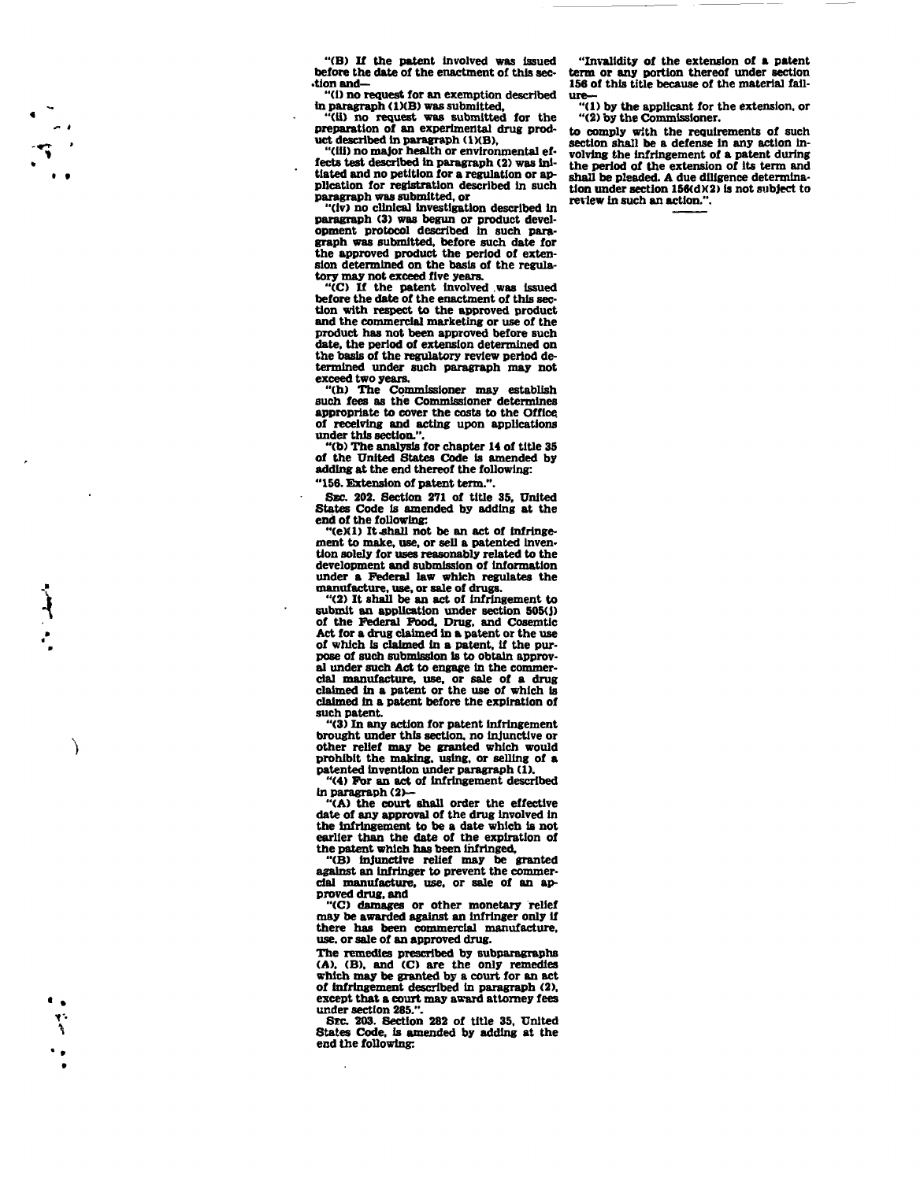"(B) If the patent involved was issued before the date of the enactment of this section and—

"(i) no request for an exemption described in paragraph (1)(B) was submitted,

"(ii) no request was submitted for the preparation of an experimental drug product described in paragraph (1)(B),

"(iii) no major health or environmental effects test described in paragraph (2) was initiated and no petition for a regulation or application for registration described in such paragraph was submitted, or

"(iv) no clinical investigation described in paragraph (3) was begun or product development protocol described in such paragraph was submitted, before such date for the approved product the period of extension determined on the basis of the regulatory may not exceed five years.

"(C) If the patent involved was issued before the date of the enactment of this section with respect to the approved product and the commercial marketing or use of the product has not been approved before such date, the period of extension determined on the basis of the regulatory review period determined under such paragraph may not exceed two years.

"(h) The Commissioner may establish such fees as the Commissioner determines appropriate to cover the costs to the Office of receiving and acting upon applications under this section.".

"(b) The analysis for chapter 14 of title 35 of the United States Code is amended by adding at the end thereof the following:

"156. Extension of patent term.".

SEC. 202. Section 271 of title 35, United States Code is amended by adding at the end of the following:

"(e)(1) It shall not be an act of infringement to make, use, or sell a patented invention solely for uses reasonably related to the development and submission of information under a Federal law which regulates the manufacture, use, or sale of drugs.

"(2) It shall be an act of infringement to submit an application under section 505(j) of the Federal Food, Drug, and Cosemtic Act for a drug claimed in a patent or the use of which is claimed in a patent, if the purpose of such submission is to obtain approval under such Act to engage in the commercial manufacture, use, or sale of a drug claimed in a patent or the use of which is claimed in a patent before the expiration of such patent.

"(3) In any action for patent infringement brought under this section, no injunctive or other relief may be granted which would prohibit the making, using, or selling of a patented invention under paragraph (1).

"(4) For an act of infringement described in paragraph (2)—

"(A) the court shall order the effective date of any approval of the drug involved in the infringement to be a date which is not earlier than the date of the expiration of the patent which has been infringed,

"(B) injunctive relief may be granted against an infringer to prevent the commercial manufacture, use, or sale of an approved drug, and

"(C) damages or other monetary relief may be awarded against an infringer only if there has been commercial manufacture, use, or sale of an approved drug.

The remedies prescribed by subparagraphs (A), (B), and (C) are the only remedies which may be granted by a court for an act of infringement described in paragraph (2), except that a court may award attorney fees under section 285.".

SEC. 203. Section 282 of title 35, United States Code, is amended by adding at the end the following:

"Invalidity of the extension of a patent term or any portion thereof under section 156 of this title because of the material failure—

"(1) by the applicant for the extension, or

"(2) by the Commissioner,

to comply with the requirements of such section shall be a defense in any action involving the infringement of a patent during the period of the extension of its term and shall be pleaded. A due diligence determination under section 156(d)(2) is not subject to review in such an action.".